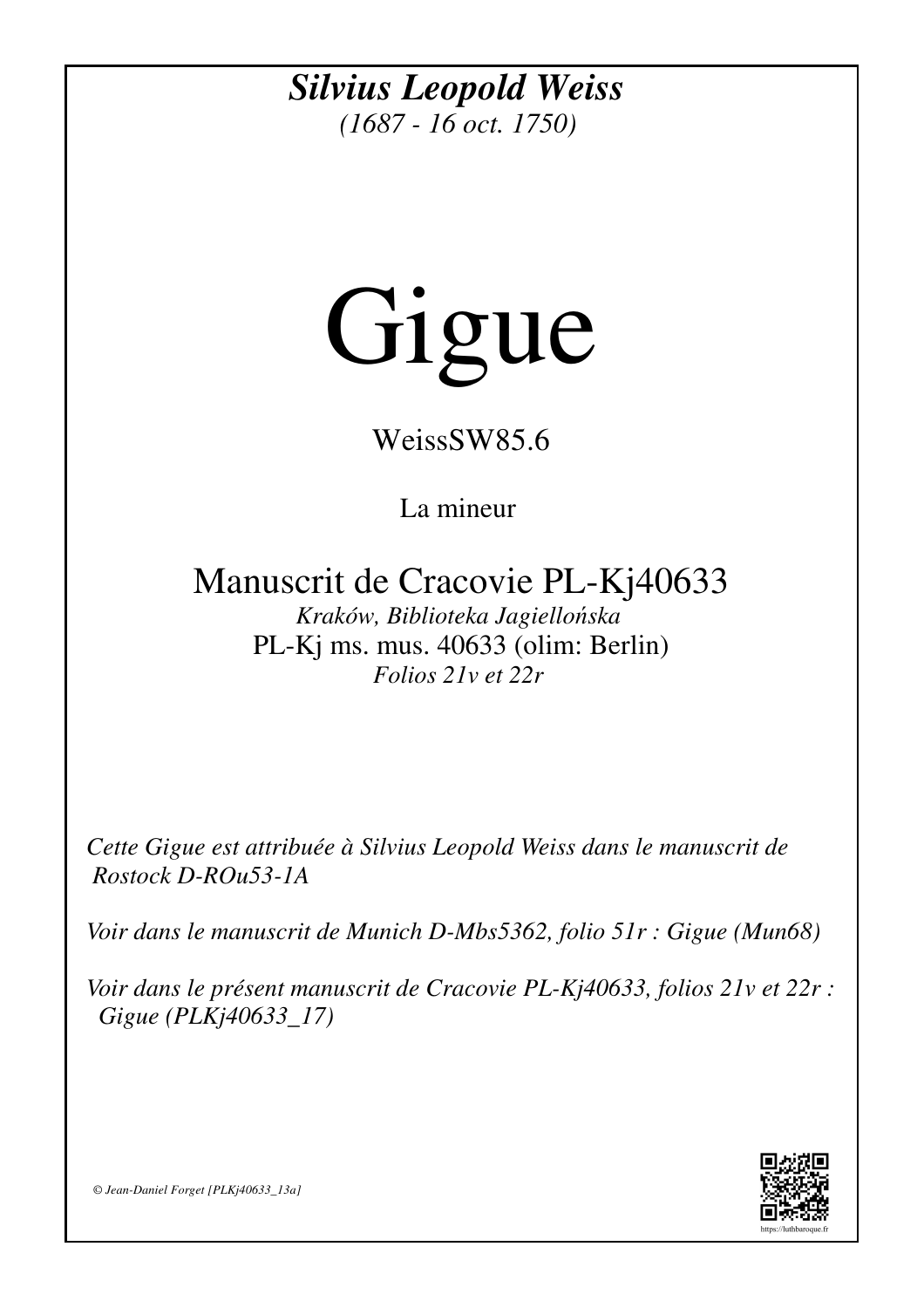***Silvius Leopold Weiss***

*(1687 - 16 oct. 1750)*

# Gigue

WeissSW85.6

La mineur

## Manuscrit de Cracovie PL-Kj40633

*Kraków, Biblioteka Jagiellońska*

PL-Kj ms. mus. 40633 (olim: Berlin)

*Folios 21v et 22r*

*Cette Gigue est attribuée à Silvius Leopold Weiss dans le manuscrit de Rostock D-ROu53-1A*

*Voir dans le manuscrit de Munich D-Mbs5362, folio 51r : Gigue (Mun68)*

*Voir dans le présent manuscrit de Cracovie PL-Kj40633, folios 21v et 22r : Gigue (PLKj40633_17)*

*© Jean-Daniel Forget [PLKj40633_13a]*

https://luthbaroque.fr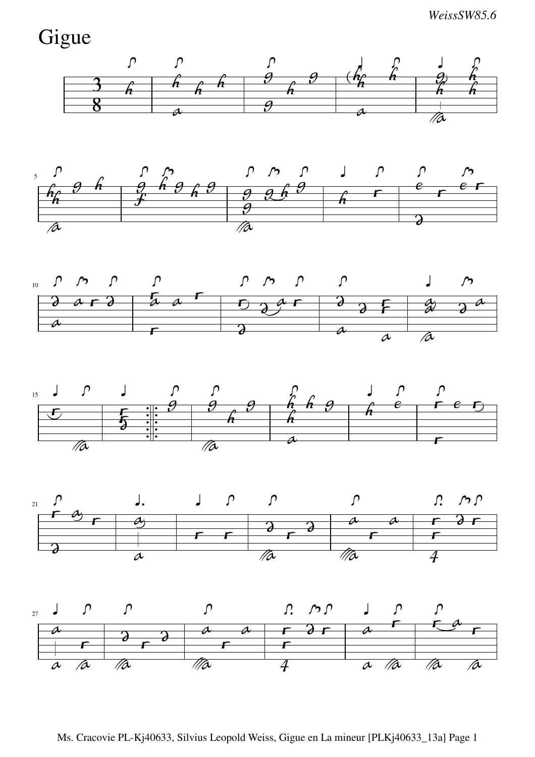# Gigue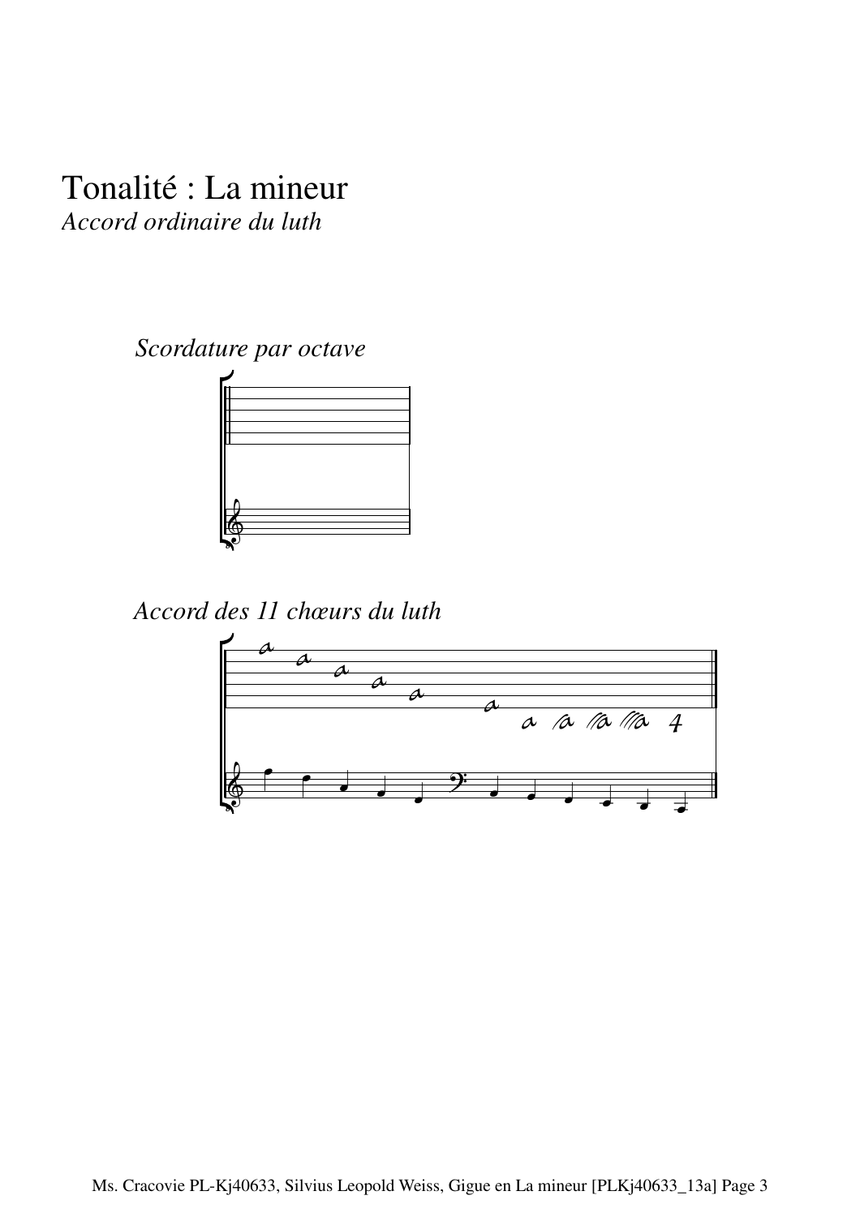# Tonalité : La mineur

*Accord ordinaire du luth*

*Scordature par octave*

*Accord des 11 chœurs du luth*